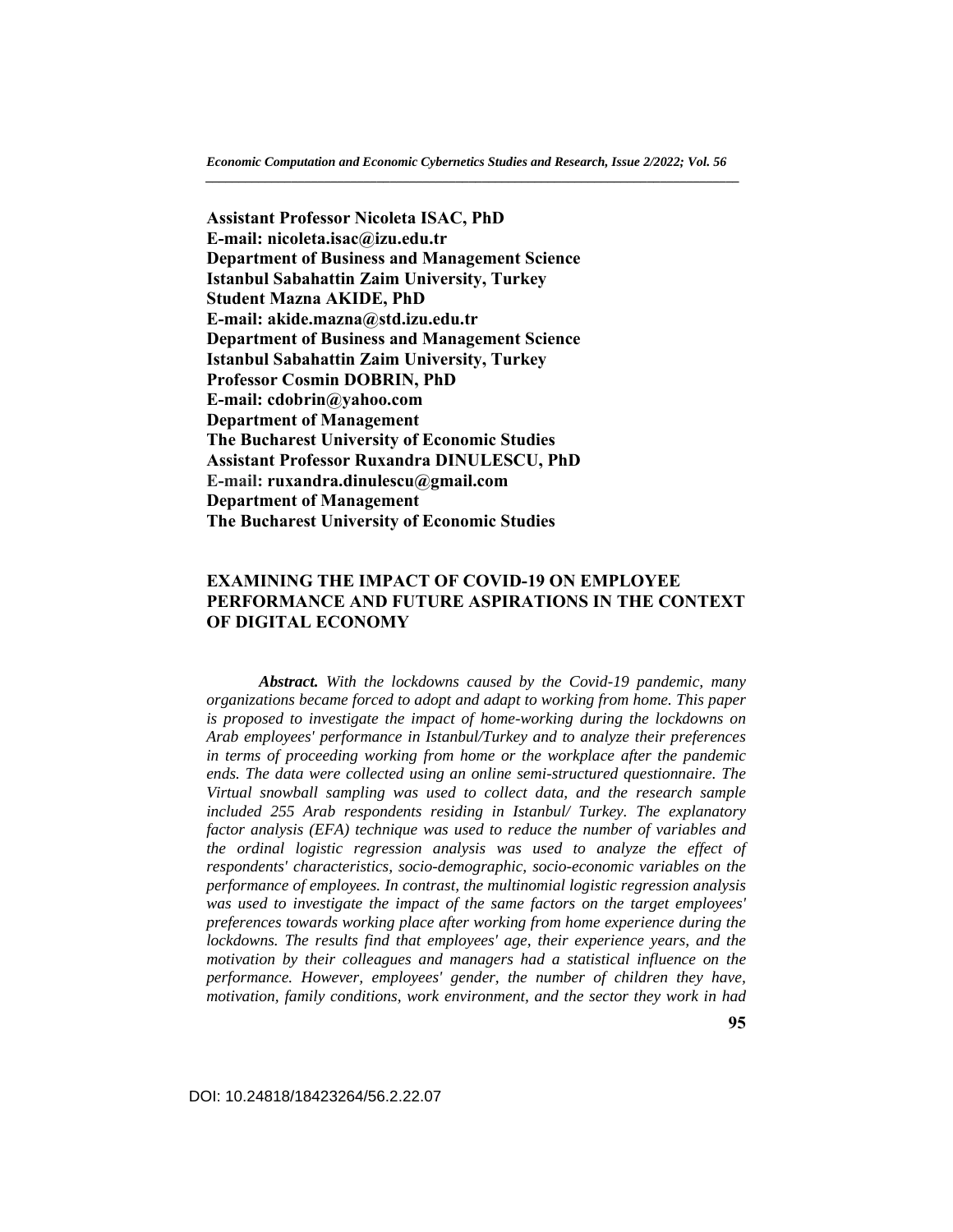**Assistant Professor Nicoleta ISAC, PhD**
**E-mail: nicoleta.isac@izu.edu.tr**
**Department of Business and Management Science**
**Istanbul Sabahattin Zaim University, Turkey**
**Student Mazna AKIDE, PhD**
**E-mail: akide.mazna@std.izu.edu.tr**
**Department of Business and Management Science**
**Istanbul Sabahattin Zaim University, Turkey**
**Professor Cosmin DOBRIN, PhD**
**E-mail: cdobrin@yahoo.com**
**Department of Management**
**The Bucharest University of Economic Studies**
**Assistant Professor Ruxandra DINULESCU, PhD**
**E-mail: ruxandra.dinulescu@gmail.com**
**Department of Management**
**The Bucharest University of Economic Studies**

# EXAMINING THE IMPACT OF COVID-19 ON EMPLOYEE PERFORMANCE AND FUTURE ASPIRATIONS IN THE CONTEXT OF DIGITAL ECONOMY

***Abstract.*** *With the lockdowns caused by the Covid-19 pandemic, many organizations became forced to adopt and adapt to working from home. This paper is proposed to investigate the impact of home-working during the lockdowns on Arab employees' performance in Istanbul/Turkey and to analyze their preferences in terms of proceeding working from home or the workplace after the pandemic ends. The data were collected using an online semi-structured questionnaire. The Virtual snowball sampling was used to collect data, and the research sample included 255 Arab respondents residing in Istanbul/ Turkey. The explanatory factor analysis (EFA) technique was used to reduce the number of variables and the ordinal logistic regression analysis was used to analyze the effect of respondents' characteristics, socio-demographic, socio-economic variables on the performance of employees. In contrast, the multinomial logistic regression analysis was used to investigate the impact of the same factors on the target employees' preferences towards working place after working from home experience during the lockdowns. The results find that employees' age, their experience years, and the motivation by their colleagues and managers had a statistical influence on the performance. However, employees' gender, the number of children they have, motivation, family conditions, work environment, and the sector they work in had*

DOI: 10.24818/18423264/56.2.22.07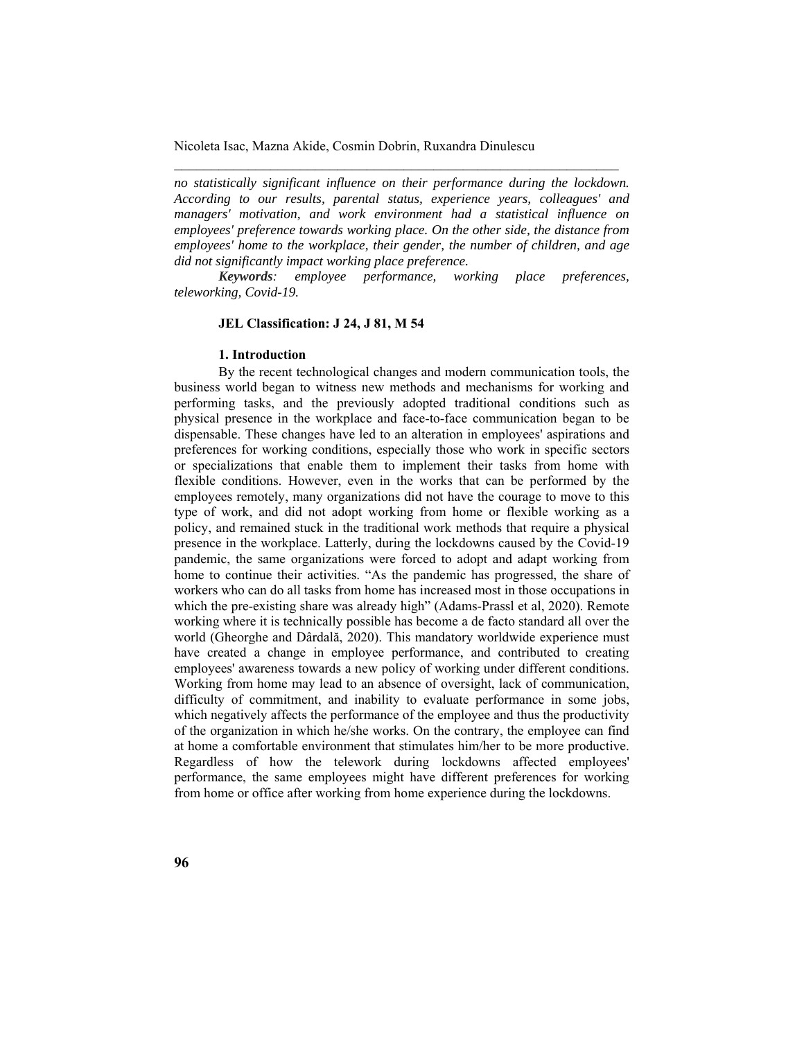*no statistically significant influence on their performance during the lockdown. According to our results, parental status, experience years, colleagues' and managers' motivation, and work environment had a statistical influence on employees' preference towards working place. On the other side, the distance from employees' home to the workplace, their gender, the number of children, and age did not significantly impact working place preference.*

***Keywords**: employee performance, working place preferences, teleworking, Covid-19.*

**JEL Classification: J 24, J 81, M 54**

## 1. Introduction

By the recent technological changes and modern communication tools, the business world began to witness new methods and mechanisms for working and performing tasks, and the previously adopted traditional conditions such as physical presence in the workplace and face-to-face communication began to be dispensable. These changes have led to an alteration in employees' aspirations and preferences for working conditions, especially those who work in specific sectors or specializations that enable them to implement their tasks from home with flexible conditions. However, even in the works that can be performed by the employees remotely, many organizations did not have the courage to move to this type of work, and did not adopt working from home or flexible working as a policy, and remained stuck in the traditional work methods that require a physical presence in the workplace. Latterly, during the lockdowns caused by the Covid-19 pandemic, the same organizations were forced to adopt and adapt working from home to continue their activities. "As the pandemic has progressed, the share of workers who can do all tasks from home has increased most in those occupations in which the pre-existing share was already high" (Adams-Prassl et al, 2020). Remote working where it is technically possible has become a de facto standard all over the world (Gheorghe and Dârdală, 2020). This mandatory worldwide experience must have created a change in employee performance, and contributed to creating employees' awareness towards a new policy of working under different conditions. Working from home may lead to an absence of oversight, lack of communication, difficulty of commitment, and inability to evaluate performance in some jobs, which negatively affects the performance of the employee and thus the productivity of the organization in which he/she works. On the contrary, the employee can find at home a comfortable environment that stimulates him/her to be more productive. Regardless of how the telework during lockdowns affected employees' performance, the same employees might have different preferences for working from home or office after working from home experience during the lockdowns.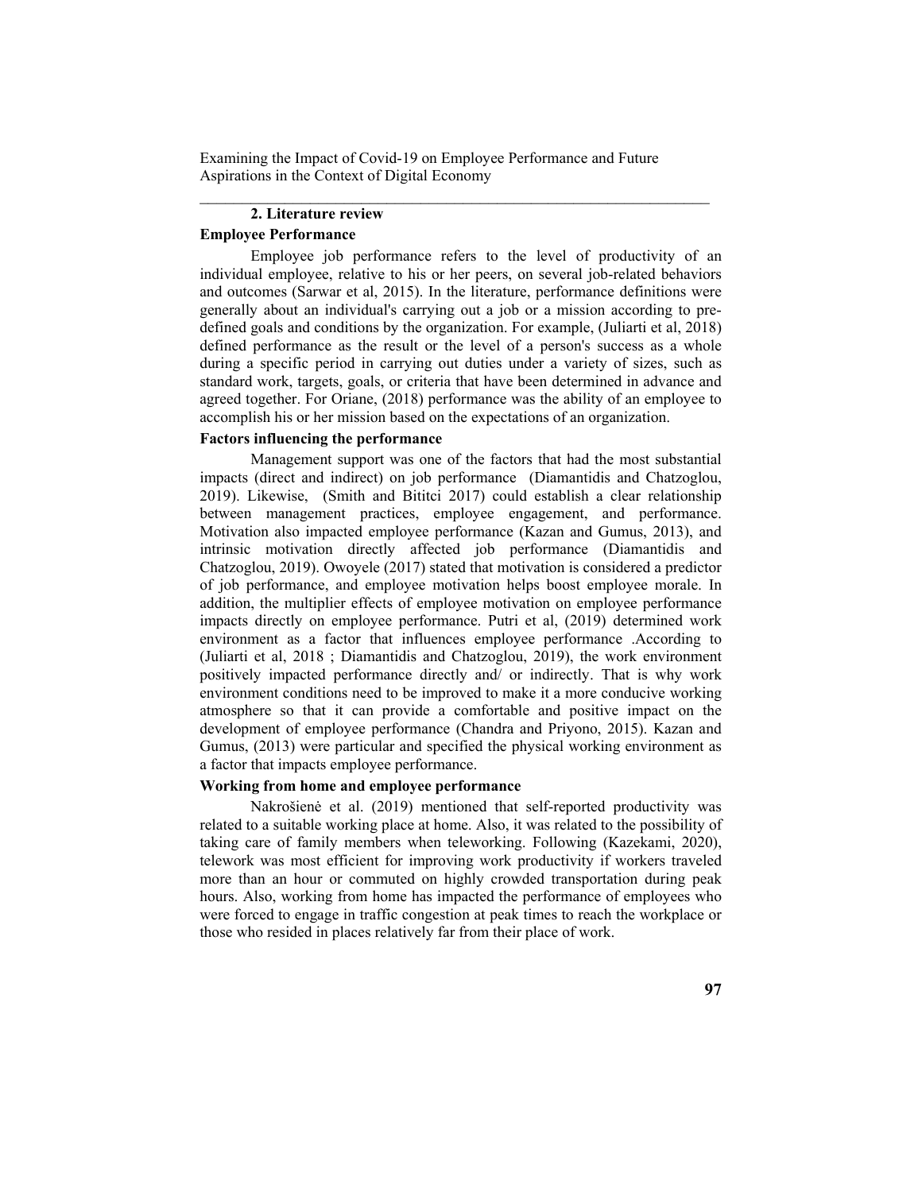## 2. Literature review

### Employee Performance

Employee job performance refers to the level of productivity of an individual employee, relative to his or her peers, on several job-related behaviors and outcomes (Sarwar et al, 2015). In the literature, performance definitions were generally about an individual's carrying out a job or a mission according to pre-defined goals and conditions by the organization. For example, (Juliarti et al, 2018) defined performance as the result or the level of a person's success as a whole during a specific period in carrying out duties under a variety of sizes, such as standard work, targets, goals, or criteria that have been determined in advance and agreed together. For Oriane, (2018) performance was the ability of an employee to accomplish his or her mission based on the expectations of an organization.

### Factors influencing the performance

Management support was one of the factors that had the most substantial impacts (direct and indirect) on job performance (Diamantidis and Chatzoglou, 2019). Likewise, (Smith and Bititci 2017) could establish a clear relationship between management practices, employee engagement, and performance. Motivation also impacted employee performance (Kazan and Gumus, 2013), and intrinsic motivation directly affected job performance (Diamantidis and Chatzoglou, 2019). Owoyele (2017) stated that motivation is considered a predictor of job performance, and employee motivation helps boost employee morale. In addition, the multiplier effects of employee motivation on employee performance impacts directly on employee performance. Putri et al, (2019) determined work environment as a factor that influences employee performance .According to (Juliarti et al, 2018 ; Diamantidis and Chatzoglou, 2019), the work environment positively impacted performance directly and/ or indirectly. That is why work environment conditions need to be improved to make it a more conducive working atmosphere so that it can provide a comfortable and positive impact on the development of employee performance (Chandra and Priyono, 2015). Kazan and Gumus, (2013) were particular and specified the physical working environment as a factor that impacts employee performance.

### Working from home and employee performance

Nakrošienė et al. (2019) mentioned that self-reported productivity was related to a suitable working place at home. Also, it was related to the possibility of taking care of family members when teleworking. Following (Kazekami, 2020), telework was most efficient for improving work productivity if workers traveled more than an hour or commuted on highly crowded transportation during peak hours. Also, working from home has impacted the performance of employees who were forced to engage in traffic congestion at peak times to reach the workplace or those who resided in places relatively far from their place of work.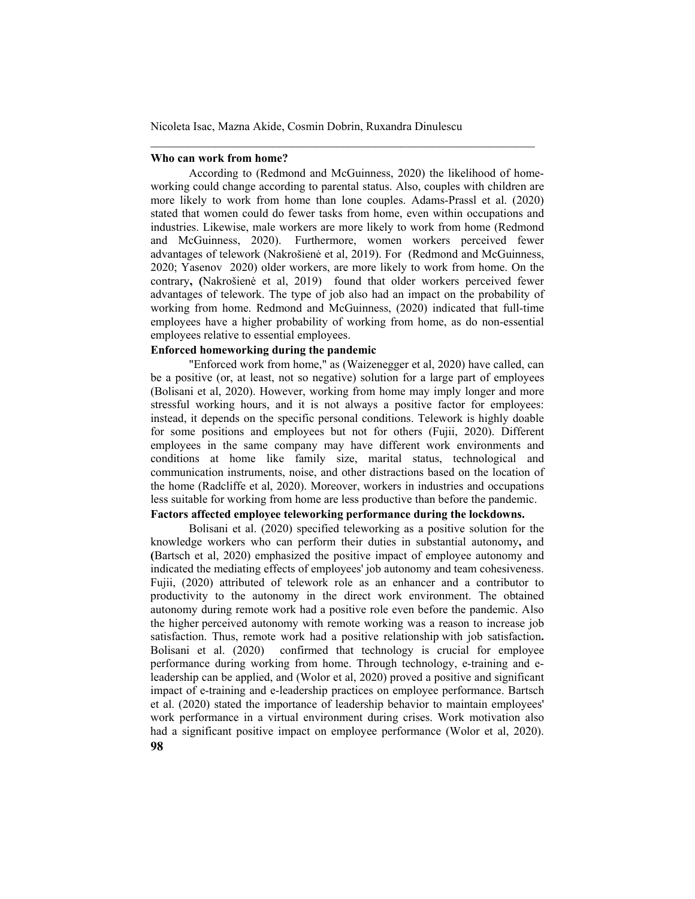**Who can work from home?**

According to (Redmond and McGuinness, 2020) the likelihood of home-working could change according to parental status. Also, couples with children are more likely to work from home than lone couples. Adams-Prassl et al. (2020) stated that women could do fewer tasks from home, even within occupations and industries. Likewise, male workers are more likely to work from home (Redmond and McGuinness, 2020). Furthermore, women workers perceived fewer advantages of telework (Nakrošienė et al, 2019). For (Redmond and McGuinness, 2020; Yasenov 2020) older workers, are more likely to work from home. On the contrary, (Nakrošienė et al, 2019) found that older workers perceived fewer advantages of telework. The type of job also had an impact on the probability of working from home. Redmond and McGuinness, (2020) indicated that full-time employees have a higher probability of working from home, as do non-essential employees relative to essential employees.

**Enforced homeworking during the pandemic**

"Enforced work from home," as (Waizenegger et al, 2020) have called, can be a positive (or, at least, not so negative) solution for a large part of employees (Bolisani et al, 2020). However, working from home may imply longer and more stressful working hours, and it is not always a positive factor for employees: instead, it depends on the specific personal conditions. Telework is highly doable for some positions and employees but not for others (Fujii, 2020). Different employees in the same company may have different work environments and conditions at home like family size, marital status, technological and communication instruments, noise, and other distractions based on the location of the home (Radcliffe et al, 2020). Moreover, workers in industries and occupations less suitable for working from home are less productive than before the pandemic.

**Factors affected employee teleworking performance during the lockdowns.**

Bolisani et al. (2020) specified teleworking as a positive solution for the knowledge workers who can perform their duties in substantial autonomy, and (Bartsch et al, 2020) emphasized the positive impact of employee autonomy and indicated the mediating effects of employees' job autonomy and team cohesiveness. Fujii, (2020) attributed of telework role as an enhancer and a contributor to productivity to the autonomy in the direct work environment. The obtained autonomy during remote work had a positive role even before the pandemic. Also the higher perceived autonomy with remote working was a reason to increase job satisfaction. Thus, remote work had a positive relationship with job satisfaction. Bolisani et al. (2020) confirmed that technology is crucial for employee performance during working from home. Through technology, e-training and e-leadership can be applied, and (Wolor et al, 2020) proved a positive and significant impact of e-training and e-leadership practices on employee performance. Bartsch et al. (2020) stated the importance of leadership behavior to maintain employees' work performance in a virtual environment during crises. Work motivation also had a significant positive impact on employee performance (Wolor et al, 2020).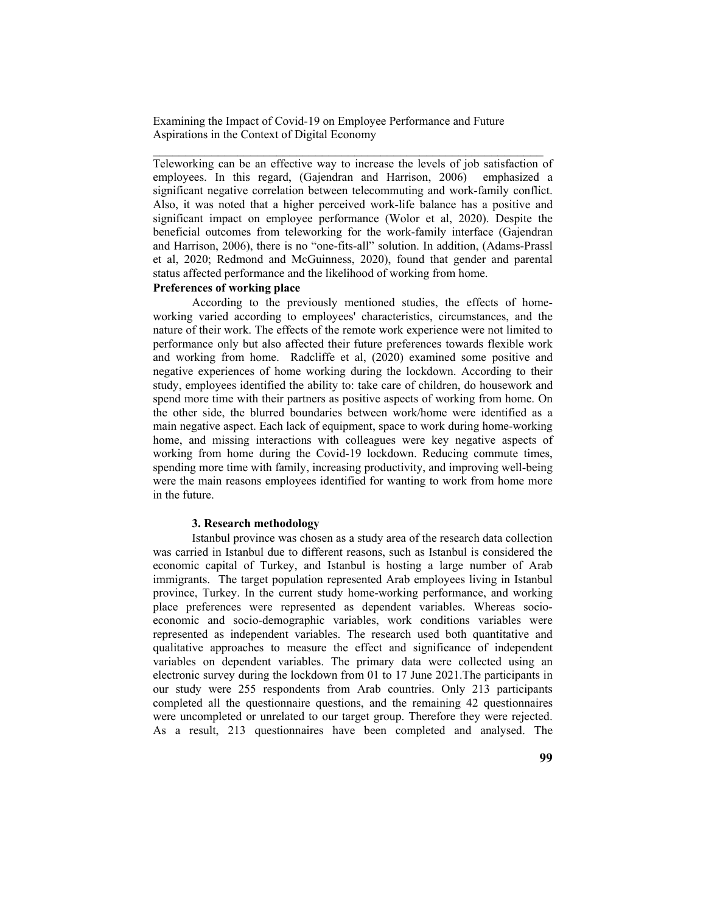Teleworking can be an effective way to increase the levels of job satisfaction of employees. In this regard, (Gajendran and Harrison, 2006) emphasized a significant negative correlation between telecommuting and work-family conflict. Also, it was noted that a higher perceived work-life balance has a positive and significant impact on employee performance (Wolor et al, 2020). Despite the beneficial outcomes from teleworking for the work-family interface (Gajendran and Harrison, 2006), there is no "one-fits-all" solution. In addition, (Adams-Prassl et al, 2020; Redmond and McGuinness, 2020), found that gender and parental status affected performance and the likelihood of working from home.

**Preferences of working place**

According to the previously mentioned studies, the effects of home-working varied according to employees' characteristics, circumstances, and the nature of their work. The effects of the remote work experience were not limited to performance only but also affected their future preferences towards flexible work and working from home. Radcliffe et al, (2020) examined some positive and negative experiences of home working during the lockdown. According to their study, employees identified the ability to: take care of children, do housework and spend more time with their partners as positive aspects of working from home. On the other side, the blurred boundaries between work/home were identified as a main negative aspect. Each lack of equipment, space to work during home-working home, and missing interactions with colleagues were key negative aspects of working from home during the Covid-19 lockdown. Reducing commute times, spending more time with family, increasing productivity, and improving well-being were the main reasons employees identified for wanting to work from home more in the future.

## 3. Research methodology

Istanbul province was chosen as a study area of the research data collection was carried in Istanbul due to different reasons, such as Istanbul is considered the economic capital of Turkey, and Istanbul is hosting a large number of Arab immigrants. The target population represented Arab employees living in Istanbul province, Turkey. In the current study home-working performance, and working place preferences were represented as dependent variables. Whereas socio-economic and socio-demographic variables, work conditions variables were represented as independent variables. The research used both quantitative and qualitative approaches to measure the effect and significance of independent variables on dependent variables. The primary data were collected using an electronic survey during the lockdown from 01 to 17 June 2021.The participants in our study were 255 respondents from Arab countries. Only 213 participants completed all the questionnaire questions, and the remaining 42 questionnaires were uncompleted or unrelated to our target group. Therefore they were rejected. As a result, 213 questionnaires have been completed and analysed. The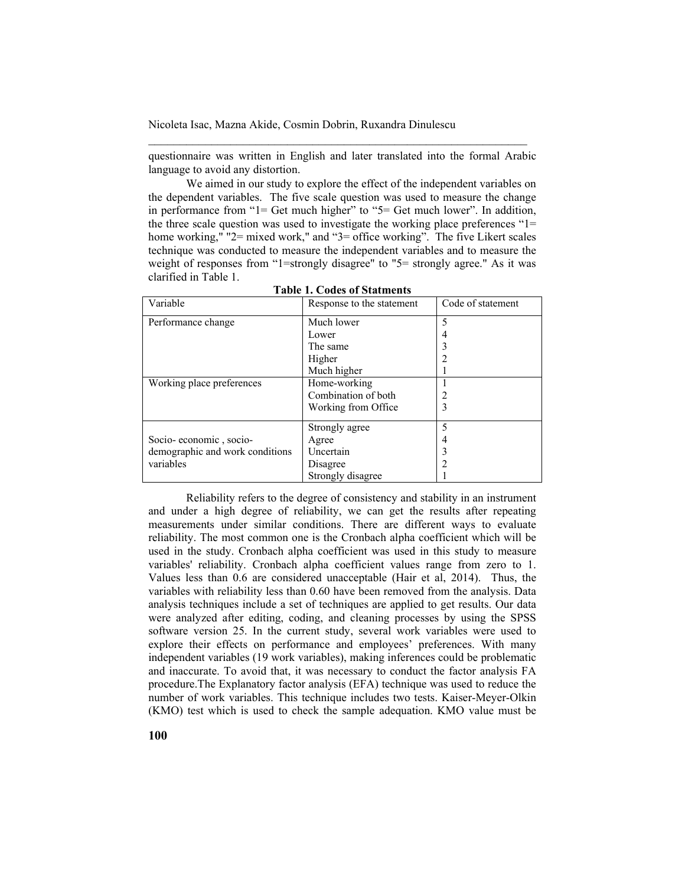questionnaire was written in English and later translated into the formal Arabic language to avoid any distortion.

We aimed in our study to explore the effect of the independent variables on the dependent variables. The five scale question was used to measure the change in performance from "1= Get much higher" to "5= Get much lower". In addition, the three scale question was used to investigate the working place preferences "1= home working," "2= mixed work," and "3= office working". The five Likert scales technique was conducted to measure the independent variables and to measure the weight of responses from "1=strongly disagree" to "5= strongly agree." As it was clarified in Table 1.

**Table 1. Codes of Statments**

| Variable | Response to the statement | Code of statement |
|---|---|---|
| Performance change | Much lower | 5 |
| | Lower | 4 |
| | The same | 3 |
| | Higher | 2 |
| | Much higher | 1 |
| Working place preferences | Home-working | 1 |
| | Combination of both | 2 |
| | Working from Office | 3 |
| Socio- economic , socio-demographic and work conditions variables | Strongly agree | 5 |
| | Agree | 4 |
| | Uncertain | 3 |
| | Disagree | 2 |
| | Strongly disagree | 1 |

Reliability refers to the degree of consistency and stability in an instrument and under a high degree of reliability, we can get the results after repeating measurements under similar conditions. There are different ways to evaluate reliability. The most common one is the Cronbach alpha coefficient which will be used in the study. Cronbach alpha coefficient was used in this study to measure variables' reliability. Cronbach alpha coefficient values range from zero to 1. Values less than 0.6 are considered unacceptable (Hair et al, 2014). Thus, the variables with reliability less than 0.60 have been removed from the analysis. Data analysis techniques include a set of techniques are applied to get results. Our data were analyzed after editing, coding, and cleaning processes by using the SPSS software version 25. In the current study, several work variables were used to explore their effects on performance and employees' preferences. With many independent variables (19 work variables), making inferences could be problematic and inaccurate. To avoid that, it was necessary to conduct the factor analysis FA procedure.The Explanatory factor analysis (EFA) technique was used to reduce the number of work variables. This technique includes two tests. Kaiser-Meyer-Olkin (KMO) test which is used to check the sample adequation. KMO value must be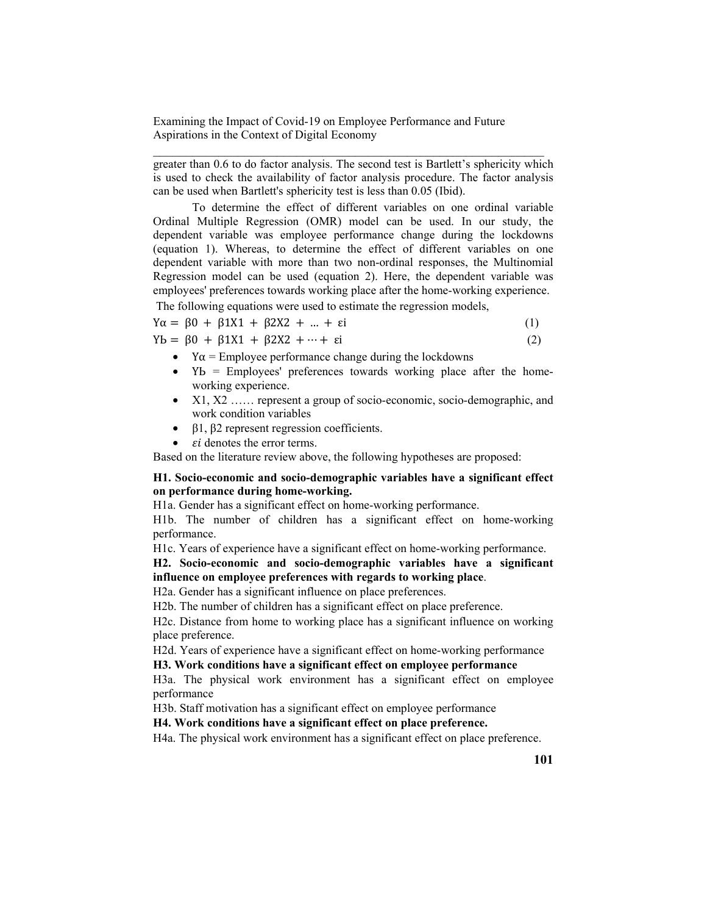greater than 0.6 to do factor analysis. The second test is Bartlett's sphericity which is used to check the availability of factor analysis procedure. The factor analysis can be used when Bartlett's sphericity test is less than 0.05 (Ibid).

To determine the effect of different variables on one ordinal variable Ordinal Multiple Regression (OMR) model can be used. In our study, the dependent variable was employee performance change during the lockdowns (equation 1). Whereas, to determine the effect of different variables on one dependent variable with more than two non-ordinal responses, the Multinomial Regression model can be used (equation 2). Here, the dependent variable was employees' preferences towards working place after the home-working experience.

The following equations were used to estimate the regression models,

$$Y\alpha = \beta 0 + \beta 1X1 + \beta 2X2 + \ldots + \varepsilon i \quad (1)$$

$$Yb = \beta 0 + \beta 1X1 + \beta 2X2 + \cdots + \varepsilon i \quad (2)$$

- $Y\alpha$ = Employee performance change during the lockdowns
- $Yb$ = Employees' preferences towards working place after the home-working experience.
- X1, X2 …… represent a group of socio-economic, socio-demographic, and work condition variables
- β1, β2 represent regression coefficients.
- $\varepsilon i$ denotes the error terms.

Based on the literature review above, the following hypotheses are proposed:

**H1. Socio-economic and socio-demographic variables have a significant effect on performance during home-working.**

H1a. Gender has a significant effect on home-working performance.

H1b. The number of children has a significant effect on home-working performance.

H1c. Years of experience have a significant effect on home-working performance.

**H2. Socio-economic and socio-demographic variables have a significant influence on employee preferences with regards to working place**.

H2a. Gender has a significant influence on place preferences.

H2b. The number of children has a significant effect on place preference.

H2c. Distance from home to working place has a significant influence on working place preference.

H2d. Years of experience have a significant effect on home-working performance

**H3. Work conditions have a significant effect on employee performance**

H3a. The physical work environment has a significant effect on employee performance

H3b. Staff motivation has a significant effect on employee performance

**H4. Work conditions have a significant effect on place preference.**

H4a. The physical work environment has a significant effect on place preference.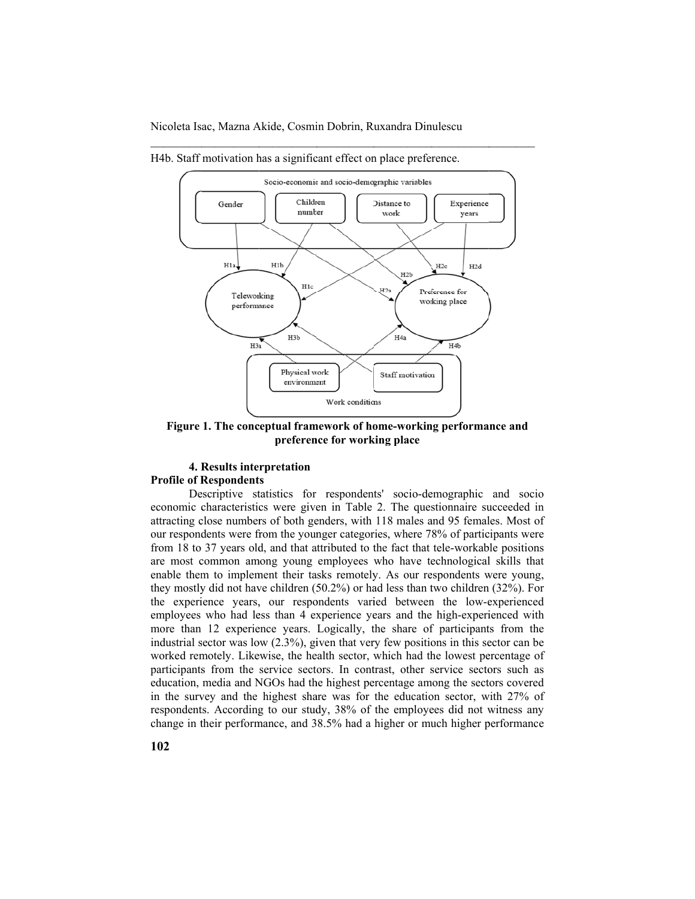H4b. Staff motivation has a significant effect on place preference.

**Figure 1. The conceptual framework of home-working performance and preference for working place**

#### 4. Results interpretation

**Profile of Respondents**

Descriptive statistics for respondents' socio-demographic and socio economic characteristics were given in Table 2. The questionnaire succeeded in attracting close numbers of both genders, with 118 males and 95 females. Most of our respondents were from the younger categories, where 78% of participants were from 18 to 37 years old, and that attributed to the fact that tele-workable positions are most common among young employees who have technological skills that enable them to implement their tasks remotely. As our respondents were young, they mostly did not have children (50.2%) or had less than two children (32%). For the experience years, our respondents varied between the low-experienced employees who had less than 4 experience years and the high-experienced with more than 12 experience years. Logically, the share of participants from the industrial sector was low (2.3%), given that very few positions in this sector can be worked remotely. Likewise, the health sector, which had the lowest percentage of participants from the service sectors. In contrast, other service sectors such as education, media and NGOs had the highest percentage among the sectors covered in the survey and the highest share was for the education sector, with 27% of respondents. According to our study, 38% of the employees did not witness any change in their performance, and 38.5% had a higher or much higher performance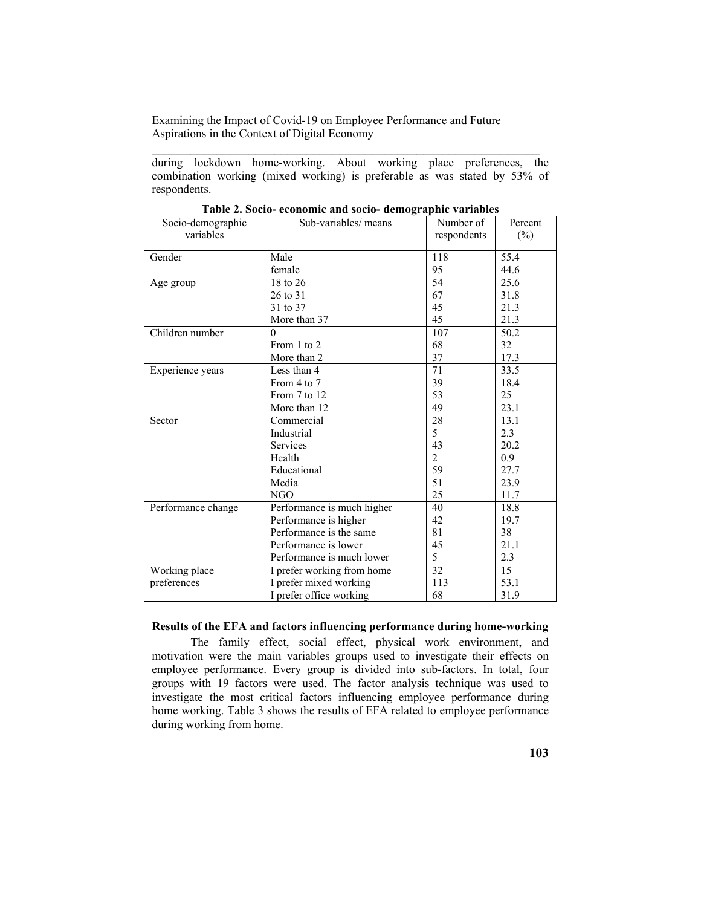during lockdown home-working. About working place preferences, the combination working (mixed working) is preferable as was stated by 53% of respondents.

**Table 2. Socio- economic and socio- demographic variables**

| Socio-demographic variables | Sub-variables/ means | Number of respondents | Percent (%) |
|---|---|---|---|
| Gender | Male | 118 | 55.4 |
| | female | 95 | 44.6 |
| Age group | 18 to 26 | 54 | 25.6 |
| | 26 to 31 | 67 | 31.8 |
| | 31 to 37 | 45 | 21.3 |
| | More than 37 | 45 | 21.3 |
| Children number | 0 | 107 | 50.2 |
| | From 1 to 2 | 68 | 32 |
| | More than 2 | 37 | 17.3 |
| Experience years | Less than 4 | 71 | 33.5 |
| | From 4 to 7 | 39 | 18.4 |
| | From 7 to 12 | 53 | 25 |
| | More than 12 | 49 | 23.1 |
| Sector | Commercial | 28 | 13.1 |
| | Industrial | 5 | 2.3 |
| | Services | 43 | 20.2 |
| | Health | 2 | 0.9 |
| | Educational | 59 | 27.7 |
| | Media | 51 | 23.9 |
| | NGO | 25 | 11.7 |
| Performance change | Performance is much higher | 40 | 18.8 |
| | Performance is higher | 42 | 19.7 |
| | Performance is the same | 81 | 38 |
| | Performance is lower | 45 | 21.1 |
| | Performance is much lower | 5 | 2.3 |
| Working place preferences | I prefer working from home | 32 | 15 |
| | I prefer mixed working | 113 | 53.1 |
| | I prefer office working | 68 | 31.9 |

**Results of the EFA and factors influencing performance during home-working**

The family effect, social effect, physical work environment, and motivation were the main variables groups used to investigate their effects on employee performance. Every group is divided into sub-factors. In total, four groups with 19 factors were used. The factor analysis technique was used to investigate the most critical factors influencing employee performance during home working. Table 3 shows the results of EFA related to employee performance during working from home.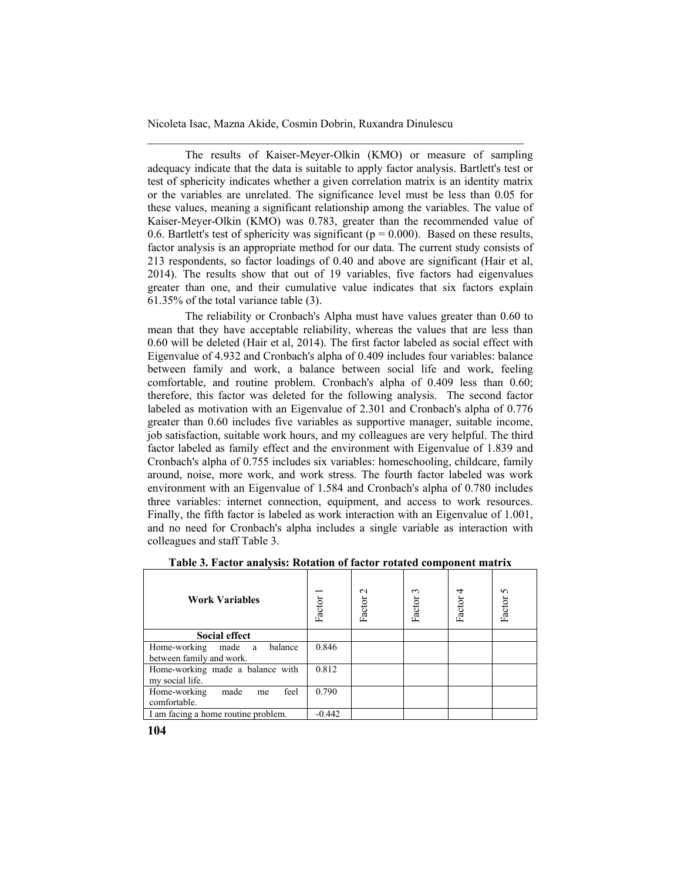The results of Kaiser-Meyer-Olkin (KMO) or measure of sampling adequacy indicate that the data is suitable to apply factor analysis. Bartlett's test or test of sphericity indicates whether a given correlation matrix is an identity matrix or the variables are unrelated. The significance level must be less than 0.05 for these values, meaning a significant relationship among the variables. The value of Kaiser-Meyer-Olkin (KMO) was 0.783, greater than the recommended value of 0.6. Bartlett's test of sphericity was significant ($p = 0.000$). Based on these results, factor analysis is an appropriate method for our data. The current study consists of 213 respondents, so factor loadings of 0.40 and above are significant (Hair et al, 2014). The results show that out of 19 variables, five factors had eigenvalues greater than one, and their cumulative value indicates that six factors explain 61.35% of the total variance table (3).

The reliability or Cronbach's Alpha must have values greater than 0.60 to mean that they have acceptable reliability, whereas the values that are less than 0.60 will be deleted (Hair et al, 2014). The first factor labeled as social effect with Eigenvalue of 4.932 and Cronbach's alpha of 0.409 includes four variables: balance between family and work, a balance between social life and work, feeling comfortable, and routine problem. Cronbach's alpha of 0.409 less than 0.60; therefore, this factor was deleted for the following analysis. The second factor labeled as motivation with an Eigenvalue of 2.301 and Cronbach's alpha of 0.776 greater than 0.60 includes five variables as supportive manager, suitable income, job satisfaction, suitable work hours, and my colleagues are very helpful. The third factor labeled as family effect and the environment with Eigenvalue of 1.839 and Cronbach's alpha of 0.755 includes six variables: homeschooling, childcare, family around, noise, more work, and work stress. The fourth factor labeled was work environment with an Eigenvalue of 1.584 and Cronbach's alpha of 0.780 includes three variables: internet connection, equipment, and access to work resources. Finally, the fifth factor is labeled as work interaction with an Eigenvalue of 1.001, and no need for Cronbach's alpha includes a single variable as interaction with colleagues and staff Table 3.

**Table 3. Factor analysis: Rotation of factor rotated component matrix**

| Work Variables | Factor 1 | Factor 2 | Factor 3 | Factor 4 | Factor 5 |
|---|---|---|---|---|---|
| **Social effect** | | | | | |
| Home-working made a balance between family and work. | 0.846 | | | | |
| Home-working made a balance with my social life. | 0.812 | | | | |
| Home-working made me feel comfortable. | 0.790 | | | | |
| I am facing a home routine problem. | -0.442 | | | | |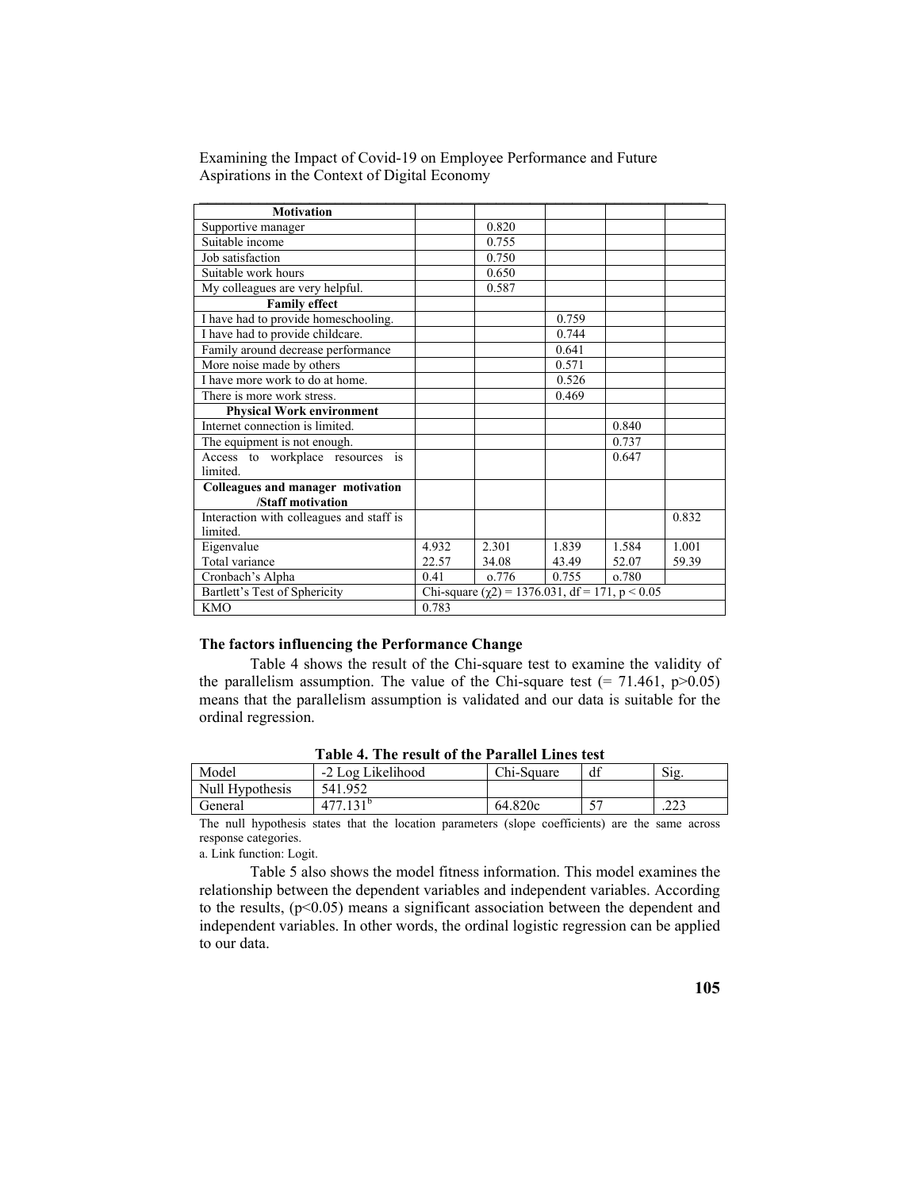| Motivation | | | | | |
|---|---|---|---|---|---|
| Supportive manager | | 0.820 | | | |
| Suitable income | | 0.755 | | | |
| Job satisfaction | | 0.750 | | | |
| Suitable work hours | | 0.650 | | | |
| My colleagues are very helpful. | | 0.587 | | | |
| **Family effect** | | | | | |
| I have had to provide homeschooling. | | | 0.759 | | |
| I have had to provide childcare. | | | 0.744 | | |
| Family around decrease performance | | | 0.641 | | |
| More noise made by others | | | 0.571 | | |
| I have more work to do at home. | | | 0.526 | | |
| There is more work stress. | | | 0.469 | | |
| **Physical Work environment** | | | | | |
| Internet connection is limited. | | | | 0.840 | |
| The equipment is not enough. | | | | 0.737 | |
| Access to workplace resources is limited. | | | | 0.647 | |
| **Colleagues and manager motivation /Staff motivation** | | | | | |
| Interaction with colleagues and staff is limited. | | | | | 0.832 |
| Eigenvalue<br>Total variance | 4.932<br>22.57 | 2.301<br>34.08 | 1.839<br>43.49 | 1.584<br>52.07 | 1.001<br>59.39 |
| Cronbach's Alpha | 0.41 | o.776 | 0.755 | o.780 | |
| Bartlett's Test of Sphericity | Chi-square ($\chi 2$) = 1376.031, df = 171, p < 0.05 | | | | |
| KMO | 0.783 | | | | |

### The factors influencing the Performance Change

Table 4 shows the result of the Chi-square test to examine the validity of the parallelism assumption. The value of the Chi-square test (= 71.461, p>0.05) means that the parallelism assumption is validated and our data is suitable for the ordinal regression.

**Table 4. The result of the Parallel Lines test**

| Model | -2 Log Likelihood | Chi-Square | df | Sig. |
|---|---|---|---|---|
| Null Hypothesis | 541.952 | | | |
| General | 477.131[b] | 64.820c | 57 | .223 |

The null hypothesis states that the location parameters (slope coefficients) are the same across response categories.

a. Link function: Logit.

Table 5 also shows the model fitness information. This model examines the relationship between the dependent variables and independent variables. According to the results, (p<0.05) means a significant association between the dependent and independent variables. In other words, the ordinal logistic regression can be applied to our data.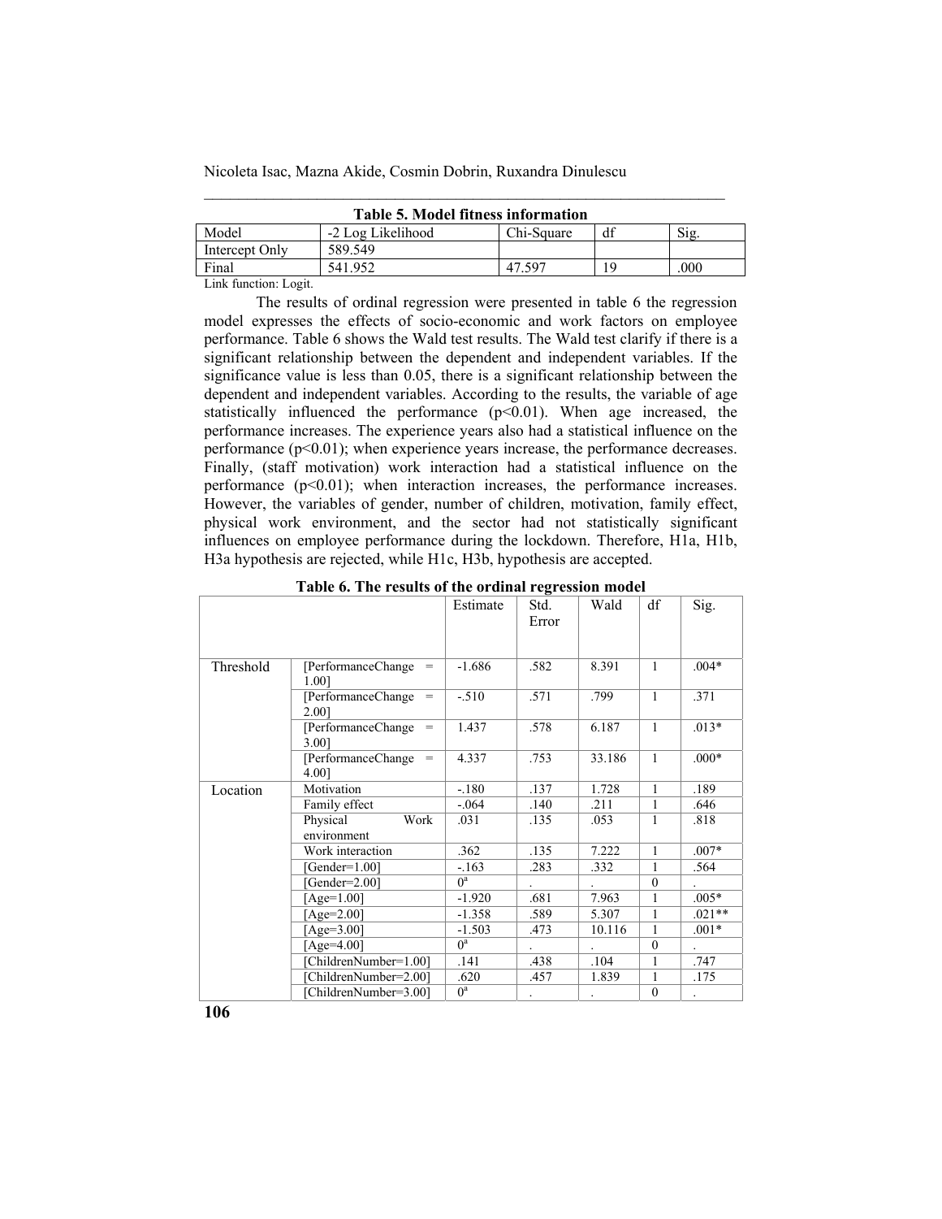**Table 5. Model fitness information**

| Model | -2 Log Likelihood | Chi-Square | df | Sig. |
|---|---|---|---|---|
| Intercept Only | 589.549 | | | |
| Final | 541.952 | 47.597 | 19 | .000 |

Link function: Logit.

The results of ordinal regression were presented in table 6 the regression model expresses the effects of socio-economic and work factors on employee performance. Table 6 shows the Wald test results. The Wald test clarify if there is a significant relationship between the dependent and independent variables. If the significance value is less than 0.05, there is a significant relationship between the dependent and independent variables. According to the results, the variable of age statistically influenced the performance ($p<0.01$). When age increased, the performance increases. The experience years also had a statistical influence on the performance ($p<0.01$); when experience years increase, the performance decreases. Finally, (staff motivation) work interaction had a statistical influence on the performance ($p<0.01$); when interaction increases, the performance increases. However, the variables of gender, number of children, motivation, family effect, physical work environment, and the sector had not statistically significant influences on employee performance during the lockdown. Therefore, H1a, H1b, H3a hypothesis are rejected, while H1c, H3b, hypothesis are accepted.

**Table 6. The results of the ordinal regression model**

| | | Estimate | Std. Error | Wald | df | Sig. |
|---|---|---|---|---|---|---|
| Threshold | [PerformanceChange = 1.00] | -1.686 | .582 | 8.391 | 1 | .004* |
| | [PerformanceChange = 2.00] | -.510 | .571 | .799 | 1 | .371 |
| | [PerformanceChange = 3.00] | 1.437 | .578 | 6.187 | 1 | .013* |
| | [PerformanceChange = 4.00] | 4.337 | .753 | 33.186 | 1 | .000* |
| Location | Motivation | -.180 | .137 | 1.728 | 1 | .189 |
| | Family effect | -.064 | .140 | .211 | 1 | .646 |
| | Physical Work environment | .031 | .135 | .053 | 1 | .818 |
| | Work interaction | .362 | .135 | 7.222 | 1 | .007* |
| | [Gender=1.00] | -.163 | .283 | .332 | 1 | .564 |
| | [Gender=2.00] | 0[a] | . | . | 0 | . |
| | [Age=1.00] | -1.920 | .681 | 7.963 | 1 | .005* |
| | [Age=2.00] | -1.358 | .589 | 5.307 | 1 | .021** |
| | [Age=3.00] | -1.503 | .473 | 10.116 | 1 | .001* |
| | [Age=4.00] | 0[a] | . | . | 0 | . |
| | [ChildrenNumber=1.00] | .141 | .438 | .104 | 1 | .747 |
| | [ChildrenNumber=2.00] | .620 | .457 | 1.839 | 1 | .175 |
| | [ChildrenNumber=3.00] | 0[a] | . | . | 0 | . |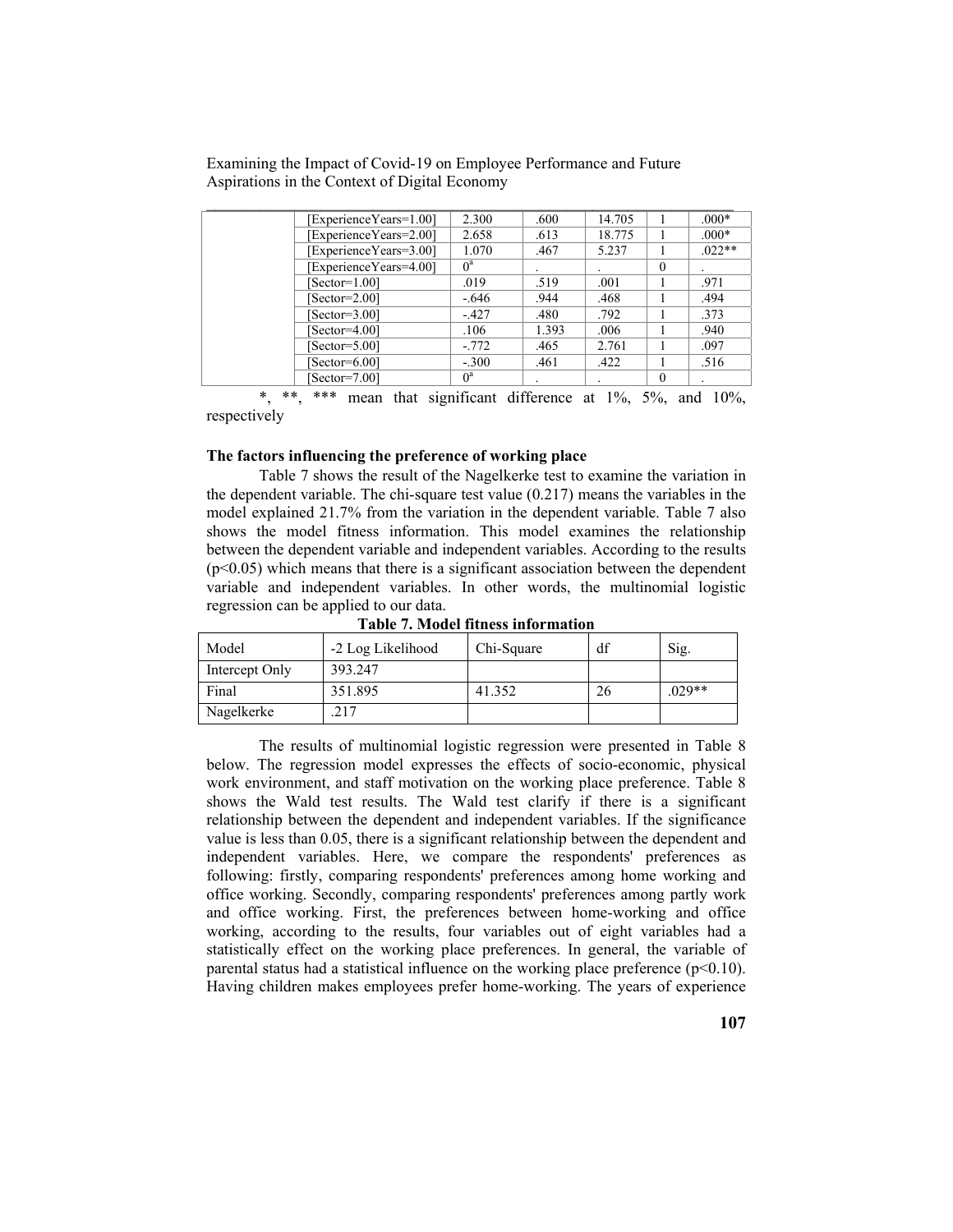| | [ExperienceYears=1.00] | 2.300 | .600 | 14.705 | 1 | .000* |
|---|---|---|---|---|---|---|
| | [ExperienceYears=2.00] | 2.658 | .613 | 18.775 | 1 | .000* |
| | [ExperienceYears=3.00] | 1.070 | .467 | 5.237 | 1 | .022** |
| | [ExperienceYears=4.00] | 0[a] | . | . | 0 | . |
| | [Sector=1.00] | .019 | .519 | .001 | 1 | .971 |
| | [Sector=2.00] | -.646 | .944 | .468 | 1 | .494 |
| | [Sector=3.00] | -.427 | .480 | .792 | 1 | .373 |
| | [Sector=4.00] | .106 | 1.393 | .006 | 1 | .940 |
| | [Sector=5.00] | -.772 | .465 | 2.761 | 1 | .097 |
| | [Sector=6.00] | -.300 | .461 | .422 | 1 | .516 |
| | [Sector=7.00] | 0[a] | . | . | 0 | . |

*, **, *** mean that significant difference at 1%, 5%, and 10%, respectively

**The factors influencing the preference of working place**

Table 7 shows the result of the Nagelkerke test to examine the variation in the dependent variable. The chi-square test value (0.217) means the variables in the model explained 21.7% from the variation in the dependent variable. Table 7 also shows the model fitness information. This model examines the relationship between the dependent variable and independent variables. According to the results ($p<0.05$) which means that there is a significant association between the dependent variable and independent variables. In other words, the multinomial logistic regression can be applied to our data.

**Table 7. Model fitness information**

| Model | -2 Log Likelihood | Chi-Square | df | Sig. |
|---|---|---|---|---|
| Intercept Only | 393.247 | | | |
| Final | 351.895 | 41.352 | 26 | .029** |
| Nagelkerke | .217 | | | |

The results of multinomial logistic regression were presented in Table 8 below. The regression model expresses the effects of socio-economic, physical work environment, and staff motivation on the working place preference. Table 8 shows the Wald test results. The Wald test clarify if there is a significant relationship between the dependent and independent variables. If the significance value is less than 0.05, there is a significant relationship between the dependent and independent variables. Here, we compare the respondents' preferences as following: firstly, comparing respondents' preferences among home working and office working. Secondly, comparing respondents' preferences among partly work and office working. First, the preferences between home-working and office working, according to the results, four variables out of eight variables had a statistically effect on the working place preferences. In general, the variable of parental status had a statistical influence on the working place preference ($p<0.10$). Having children makes employees prefer home-working. The years of experience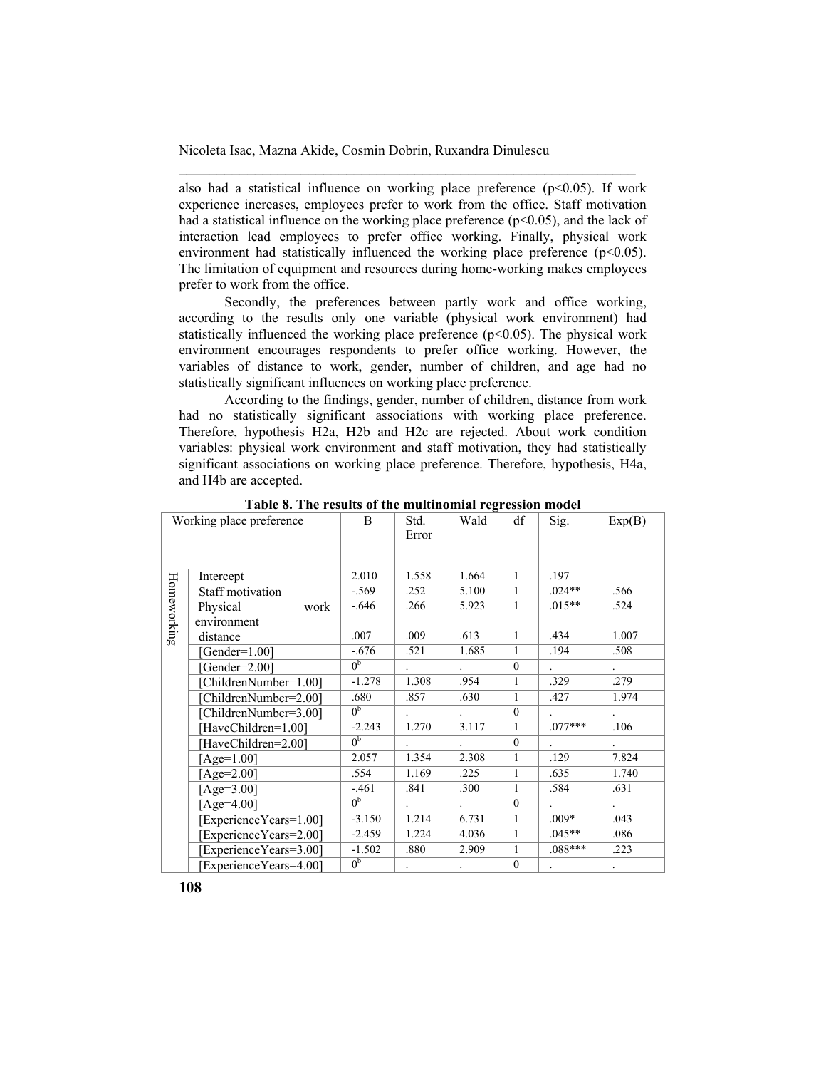also had a statistical influence on working place preference ($p<0.05$). If work experience increases, employees prefer to work from the office. Staff motivation had a statistical influence on the working place preference ($p<0.05$), and the lack of interaction lead employees to prefer office working. Finally, physical work environment had statistically influenced the working place preference ($p<0.05$). The limitation of equipment and resources during home-working makes employees prefer to work from the office.

Secondly, the preferences between partly work and office working, according to the results only one variable (physical work environment) had statistically influenced the working place preference ($p<0.05$). The physical work environment encourages respondents to prefer office working. However, the variables of distance to work, gender, number of children, and age had no statistically significant influences on working place preference.

According to the findings, gender, number of children, distance from work had no statistically significant associations with working place preference. Therefore, hypothesis H2a, H2b and H2c are rejected. About work condition variables: physical work environment and staff motivation, they had statistically significant associations on working place preference. Therefore, hypothesis, H4a, and H4b are accepted.

**Table 8. The results of the multinomial regression model**

| Working place preference | | B | Std. Error | Wald | df | Sig. | Exp(B) |
|---|---|---|---|---|---|---|---|
| Homeworking | Intercept | 2.010 | 1.558 | 1.664 | 1 | .197 | |
| | Staff motivation | -.569 | .252 | 5.100 | 1 | .024** | .566 |
| | Physical work environment | -.646 | .266 | 5.923 | 1 | .015** | .524 |
| | distance | .007 | .009 | .613 | 1 | .434 | 1.007 |
| | [Gender=1.00] | -.676 | .521 | 1.685 | 1 | .194 | .508 |
| | [Gender=2.00] | $0^b$ | . | . | 0 | . | . |
| | [ChildrenNumber=1.00] | -1.278 | 1.308 | .954 | 1 | .329 | .279 |
| | [ChildrenNumber=2.00] | .680 | .857 | .630 | 1 | .427 | 1.974 |
| | [ChildrenNumber=3.00] | $0^b$ | . | . | 0 | . | . |
| | [HaveChildren=1.00] | -2.243 | 1.270 | 3.117 | 1 | .077*** | .106 |
| | [HaveChildren=2.00] | $0^b$ | . | . | 0 | . | . |
| | [Age=1.00] | 2.057 | 1.354 | 2.308 | 1 | .129 | 7.824 |
| | [Age=2.00] | .554 | 1.169 | .225 | 1 | .635 | 1.740 |
| | [Age=3.00] | -.461 | .841 | .300 | 1 | .584 | .631 |
| | [Age=4.00] | $0^b$ | . | . | 0 | . | . |
| | [ExperienceYears=1.00] | -3.150 | 1.214 | 6.731 | 1 | .009* | .043 |
| | [ExperienceYears=2.00] | -2.459 | 1.224 | 4.036 | 1 | .045** | .086 |
| | [ExperienceYears=3.00] | -1.502 | .880 | 2.909 | 1 | .088*** | .223 |
| | [ExperienceYears=4.00] | $0^b$ | . | . | 0 | . | . |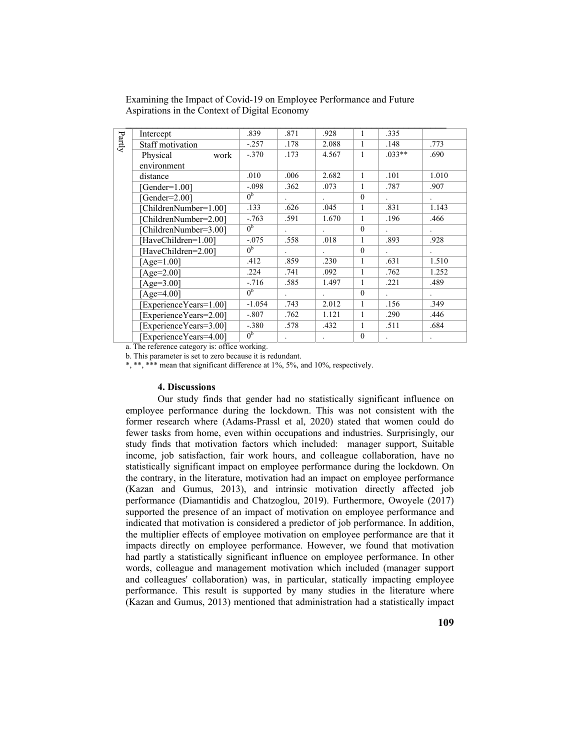| Partly | Intercept | .839 | .871 | .928 | 1 | .335 | |
|---|---|---|---|---|---|---|---|
| | Staff motivation | -.257 | .178 | 2.088 | 1 | .148 | .773 |
| | Physical work environment | -.370 | .173 | 4.567 | 1 | .033** | .690 |
| | distance | .010 | .006 | 2.682 | 1 | .101 | 1.010 |
| | [Gender=1.00] | -.098 | .362 | .073 | 1 | .787 | .907 |
| | [Gender=2.00] | 0[b] | . | . | 0 | . | . |
| | [ChildrenNumber=1.00] | .133 | .626 | .045 | 1 | .831 | 1.143 |
| | [ChildrenNumber=2.00] | -.763 | .591 | 1.670 | 1 | .196 | .466 |
| | [ChildrenNumber=3.00] | 0[b] | . | . | 0 | . | . |
| | [HaveChildren=1.00] | -.075 | .558 | .018 | 1 | .893 | .928 |
| | [HaveChildren=2.00] | 0[b] | . | . | 0 | . | . |
| | [Age=1.00] | .412 | .859 | .230 | 1 | .631 | 1.510 |
| | [Age=2.00] | .224 | .741 | .092 | 1 | .762 | 1.252 |
| | [Age=3.00] | -.716 | .585 | 1.497 | 1 | .221 | .489 |
| | [Age=4.00] | 0[b] | . | . | 0 | . | . |
| | [ExperienceYears=1.00] | -1.054 | .743 | 2.012 | 1 | .156 | .349 |
| | [ExperienceYears=2.00] | -.807 | .762 | 1.121 | 1 | .290 | .446 |
| | [ExperienceYears=3.00] | -.380 | .578 | .432 | 1 | .511 | .684 |
| | [ExperienceYears=4.00] | 0[b] | . | . | 0 | . | . |

a. The reference category is: office working.

b. This parameter is set to zero because it is redundant.

*, **, *** mean that significant difference at 1%, 5%, and 10%, respectively.

### 4. Discussions

Our study finds that gender had no statistically significant influence on employee performance during the lockdown. This was not consistent with the former research where (Adams-Prassl et al, 2020) stated that women could do fewer tasks from home, even within occupations and industries. Surprisingly, our study finds that motivation factors which included: manager support, Suitable income, job satisfaction, fair work hours, and colleague collaboration, have no statistically significant impact on employee performance during the lockdown. On the contrary, in the literature, motivation had an impact on employee performance (Kazan and Gumus, 2013), and intrinsic motivation directly affected job performance (Diamantidis and Chatzoglou, 2019). Furthermore, Owoyele (2017) supported the presence of an impact of motivation on employee performance and indicated that motivation is considered a predictor of job performance. In addition, the multiplier effects of employee motivation on employee performance are that it impacts directly on employee performance. However, we found that motivation had partly a statistically significant influence on employee performance. In other words, colleague and management motivation which included (manager support and colleagues' collaboration) was, in particular, statically impacting employee performance. This result is supported by many studies in the literature where (Kazan and Gumus, 2013) mentioned that administration had a statistically impact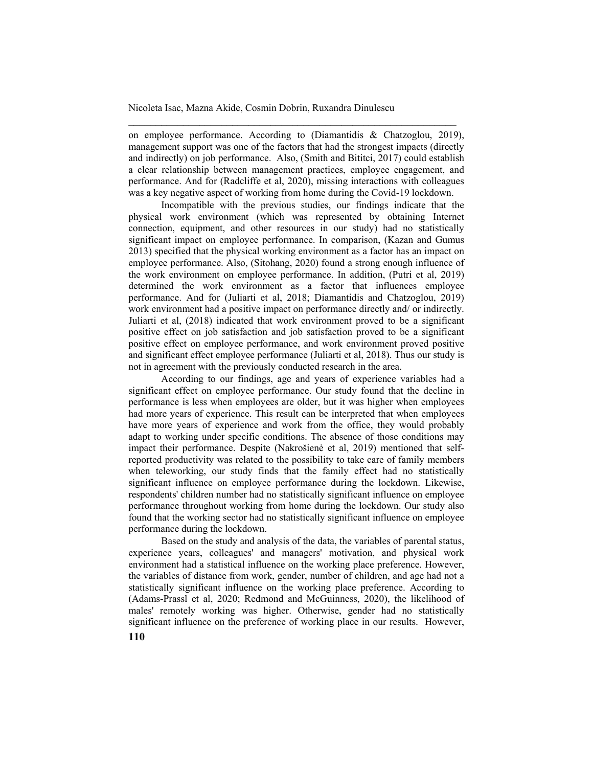on employee performance. According to (Diamantidis & Chatzoglou, 2019), management support was one of the factors that had the strongest impacts (directly and indirectly) on job performance. Also, (Smith and Bititci, 2017) could establish a clear relationship between management practices, employee engagement, and performance. And for (Radcliffe et al, 2020), missing interactions with colleagues was a key negative aspect of working from home during the Covid-19 lockdown.

Incompatible with the previous studies, our findings indicate that the physical work environment (which was represented by obtaining Internet connection, equipment, and other resources in our study) had no statistically significant impact on employee performance. In comparison, (Kazan and Gumus 2013) specified that the physical working environment as a factor has an impact on employee performance. Also, (Sitohang, 2020) found a strong enough influence of the work environment on employee performance. In addition, (Putri et al, 2019) determined the work environment as a factor that influences employee performance. And for (Juliarti et al, 2018; Diamantidis and Chatzoglou, 2019) work environment had a positive impact on performance directly and/ or indirectly. Juliarti et al, (2018) indicated that work environment proved to be a significant positive effect on job satisfaction and job satisfaction proved to be a significant positive effect on employee performance, and work environment proved positive and significant effect employee performance (Juliarti et al, 2018). Thus our study is not in agreement with the previously conducted research in the area.

According to our findings, age and years of experience variables had a significant effect on employee performance. Our study found that the decline in performance is less when employees are older, but it was higher when employees had more years of experience. This result can be interpreted that when employees have more years of experience and work from the office, they would probably adapt to working under specific conditions. The absence of those conditions may impact their performance. Despite (Nakrošienė et al, 2019) mentioned that self-reported productivity was related to the possibility to take care of family members when teleworking, our study finds that the family effect had no statistically significant influence on employee performance during the lockdown. Likewise, respondents' children number had no statistically significant influence on employee performance throughout working from home during the lockdown. Our study also found that the working sector had no statistically significant influence on employee performance during the lockdown.

Based on the study and analysis of the data, the variables of parental status, experience years, colleagues' and managers' motivation, and physical work environment had a statistical influence on the working place preference. However, the variables of distance from work, gender, number of children, and age had not a statistically significant influence on the working place preference. According to (Adams-Prassl et al, 2020; Redmond and McGuinness, 2020), the likelihood of males' remotely working was higher. Otherwise, gender had no statistically significant influence on the preference of working place in our results. However,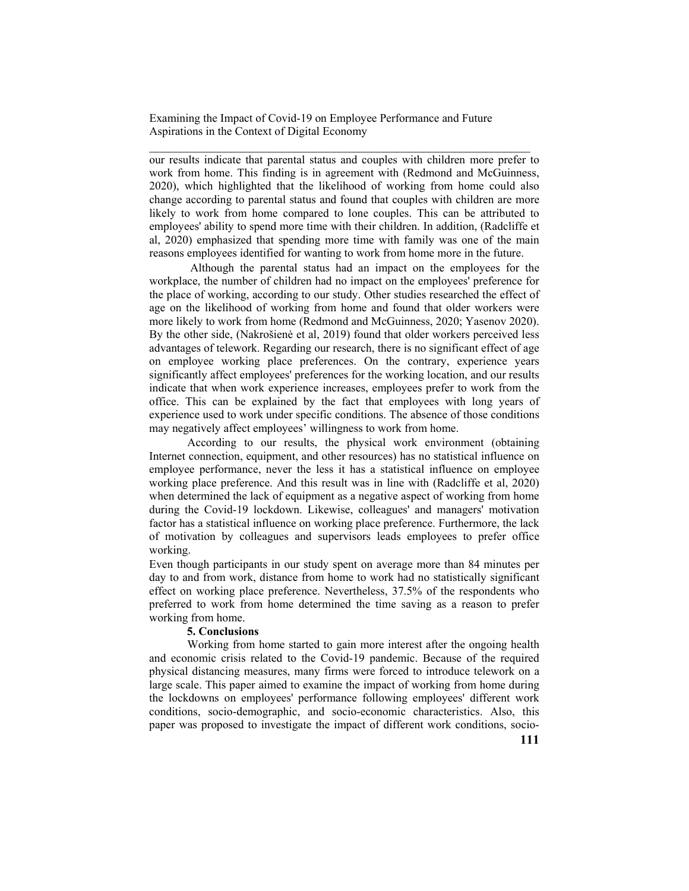our results indicate that parental status and couples with children more prefer to work from home. This finding is in agreement with (Redmond and McGuinness, 2020), which highlighted that the likelihood of working from home could also change according to parental status and found that couples with children are more likely to work from home compared to lone couples. This can be attributed to employees' ability to spend more time with their children. In addition, (Radcliffe et al, 2020) emphasized that spending more time with family was one of the main reasons employees identified for wanting to work from home more in the future.

Although the parental status had an impact on the employees for the workplace, the number of children had no impact on the employees' preference for the place of working, according to our study. Other studies researched the effect of age on the likelihood of working from home and found that older workers were more likely to work from home (Redmond and McGuinness, 2020; Yasenov 2020). By the other side, (Nakrošienė et al, 2019) found that older workers perceived less advantages of telework. Regarding our research, there is no significant effect of age on employee working place preferences. On the contrary, experience years significantly affect employees' preferences for the working location, and our results indicate that when work experience increases, employees prefer to work from the office. This can be explained by the fact that employees with long years of experience used to work under specific conditions. The absence of those conditions may negatively affect employees' willingness to work from home.

According to our results, the physical work environment (obtaining Internet connection, equipment, and other resources) has no statistical influence on employee performance, never the less it has a statistical influence on employee working place preference. And this result was in line with (Radcliffe et al, 2020) when determined the lack of equipment as a negative aspect of working from home during the Covid-19 lockdown. Likewise, colleagues' and managers' motivation factor has a statistical influence on working place preference. Furthermore, the lack of motivation by colleagues and supervisors leads employees to prefer office working.

Even though participants in our study spent on average more than 84 minutes per day to and from work, distance from home to work had no statistically significant effect on working place preference. Nevertheless, 37.5% of the respondents who preferred to work from home determined the time saving as a reason to prefer working from home.

## 5. Conclusions

Working from home started to gain more interest after the ongoing health and economic crisis related to the Covid-19 pandemic. Because of the required physical distancing measures, many firms were forced to introduce telework on a large scale. This paper aimed to examine the impact of working from home during the lockdowns on employees' performance following employees' different work conditions, socio-demographic, and socio-economic characteristics. Also, this paper was proposed to investigate the impact of different work conditions, socio-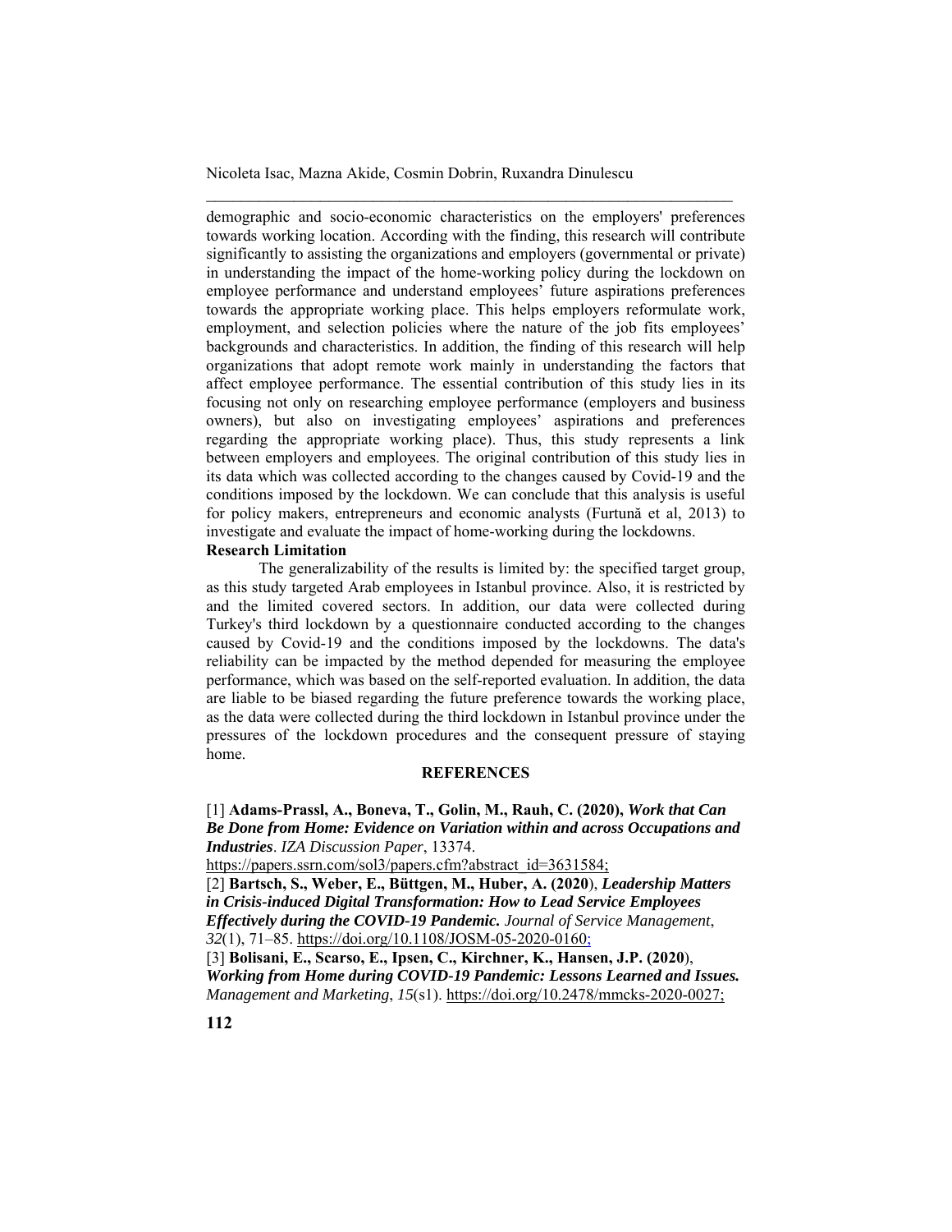demographic and socio-economic characteristics on the employers' preferences towards working location. According with the finding, this research will contribute significantly to assisting the organizations and employers (governmental or private) in understanding the impact of the home-working policy during the lockdown on employee performance and understand employees' future aspirations preferences towards the appropriate working place. This helps employers reformulate work, employment, and selection policies where the nature of the job fits employees' backgrounds and characteristics. In addition, the finding of this research will help organizations that adopt remote work mainly in understanding the factors that affect employee performance. The essential contribution of this study lies in its focusing not only on researching employee performance (employers and business owners), but also on investigating employees' aspirations and preferences regarding the appropriate working place). Thus, this study represents a link between employers and employees. The original contribution of this study lies in its data which was collected according to the changes caused by Covid-19 and the conditions imposed by the lockdown. We can conclude that this analysis is useful for policy makers, entrepreneurs and economic analysts (Furtună et al, 2013) to investigate and evaluate the impact of home-working during the lockdowns.

**Research Limitation**

The generalizability of the results is limited by: the specified target group, as this study targeted Arab employees in Istanbul province. Also, it is restricted by and the limited covered sectors. In addition, our data were collected during Turkey's third lockdown by a questionnaire conducted according to the changes caused by Covid-19 and the conditions imposed by the lockdowns. The data's reliability can be impacted by the method depended for measuring the employee performance, which was based on the self-reported evaluation. In addition, the data are liable to be biased regarding the future preference towards the working place, as the data were collected during the third lockdown in Istanbul province under the pressures of the lockdown procedures and the consequent pressure of staying home.

## REFERENCES

[1] **Adams-Prassl, A., Boneva, T., Golin, M., Rauh, C. (2020),** ***Work that Can Be Done from Home: Evidence on Variation within and across Occupations and Industries***. *IZA Discussion Paper*, 13374. https://papers.ssrn.com/sol3/papers.cfm?abstract_id=3631584;

[2] **Bartsch, S., Weber, E., Büttgen, M., Huber, A. (2020**), ***Leadership Matters in Crisis-induced Digital Transformation: How to Lead Service Employees Effectively during the COVID-19 Pandemic.*** *Journal of Service Management*, *32*(1), 71–85. https://doi.org/10.1108/JOSM-05-2020-0160;

[3] **Bolisani, E., Scarso, E., Ipsen, C., Kirchner, K., Hansen, J.P. (2020**), ***Working from Home during COVID-19 Pandemic: Lessons Learned and Issues.*** *Management and Marketing*, *15*(s1). https://doi.org/10.2478/mmcks-2020-0027;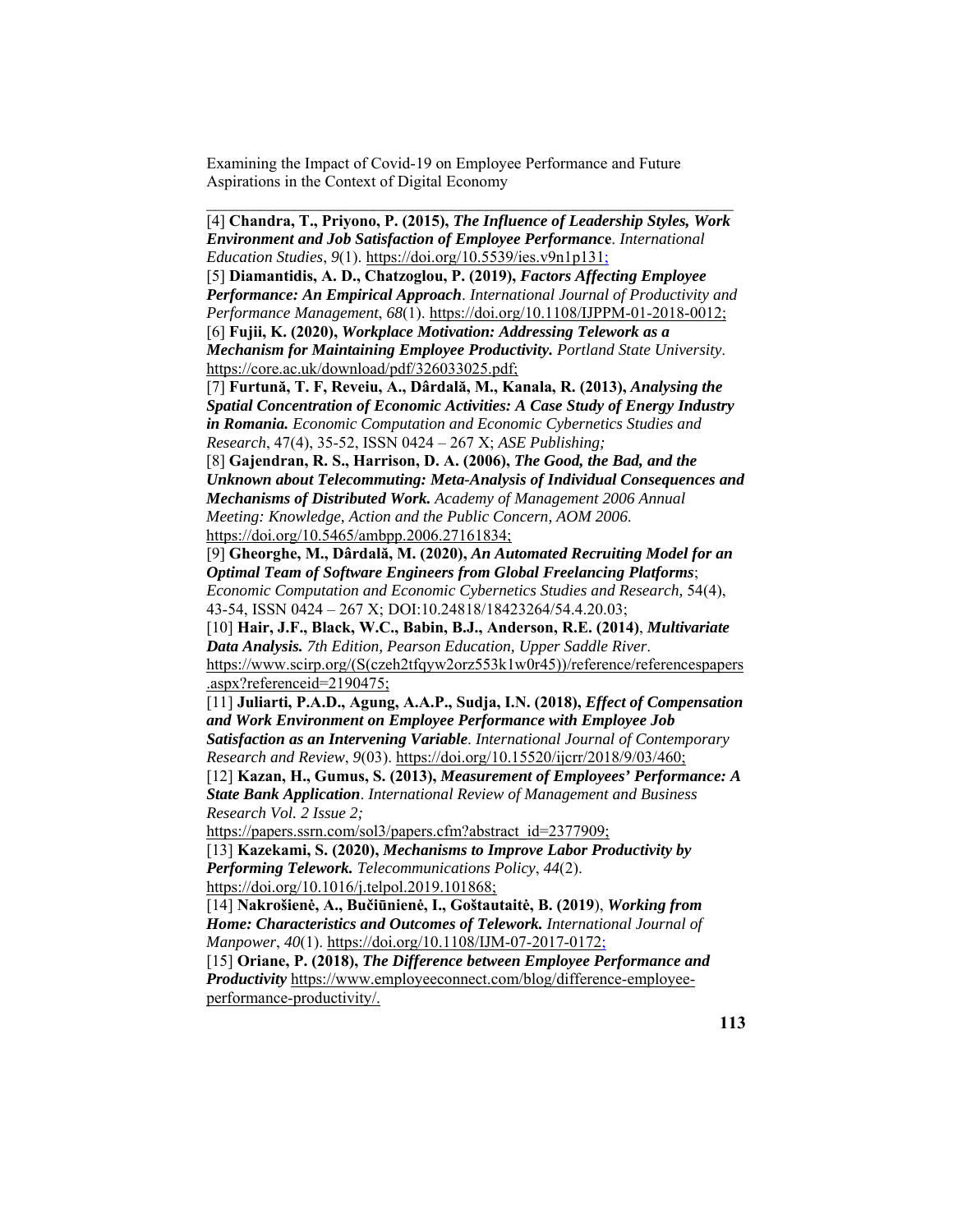[4] **Chandra, T., Priyono, P. (2015),** ***The Influence of Leadership Styles, Work Environment and Job Satisfaction of Employee Performance***. *International Education Studies*, *9*(1). https://doi.org/10.5539/ies.v9n1p131;

[5] **Diamantidis, A. D., Chatzoglou, P. (2019),** ***Factors Affecting Employee Performance: An Empirical Approach***. *International Journal of Productivity and Performance Management*, *68*(1). https://doi.org/10.1108/IJPPM-01-2018-0012;

[6] **Fujii, K. (2020),** ***Workplace Motivation: Addressing Telework as a Mechanism for Maintaining Employee Productivity.*** *Portland State University*. https://core.ac.uk/download/pdf/326033025.pdf;

[7] **Furtună, T. F, Reveiu, A., Dârdală, M., Kanala, R. (2013),** ***Analysing the Spatial Concentration of Economic Activities: A Case Study of Energy Industry in Romania.*** *Economic Computation and Economic Cybernetics Studies and Research*, 47(4), 35-52, ISSN 0424 – 267 X; *ASE Publishing;*

[8] **Gajendran, R. S., Harrison, D. A. (2006),** ***The Good, the Bad, and the Unknown about Telecommuting: Meta-Analysis of Individual Consequences and Mechanisms of Distributed Work.*** *Academy of Management 2006 Annual Meeting: Knowledge, Action and the Public Concern, AOM 2006*. https://doi.org/10.5465/ambpp.2006.27161834;

[9] **Gheorghe, M., Dârdală, M. (2020),** ***An Automated Recruiting Model for an Optimal Team of Software Engineers from Global Freelancing Platforms***; *Economic Computation and Economic Cybernetics Studies and Research,* 54(4), 43-54, ISSN 0424 – 267 X; DOI:10.24818/18423264/54.4.20.03;

[10] **Hair, J.F., Black, W.C., Babin, B.J., Anderson, R.E. (2014)**, ***Multivariate Data Analysis.*** *7th Edition, Pearson Education, Upper Saddle River*. https://www.scirp.org/(S(czeh2tfqyw2orz553k1w0r45))/reference/referencespapers.aspx?referenceid=2190475;

[11] **Juliarti, P.A.D., Agung, A.A.P., Sudja, I.N. (2018),** ***Effect of Compensation and Work Environment on Employee Performance with Employee Job Satisfaction as an Intervening Variable***. *International Journal of Contemporary Research and Review*, *9*(03). https://doi.org/10.15520/ijcrr/2018/9/03/460;

[12] **Kazan, H., Gumus, S. (2013),** ***Measurement of Employees' Performance: A State Bank Application***. *International Review of Management and Business Research Vol. 2 Issue 2;* https://papers.ssrn.com/sol3/papers.cfm?abstract_id=2377909;

[13] **Kazekami, S. (2020),** ***Mechanisms to Improve Labor Productivity by Performing Telework.*** *Telecommunications Policy*, *44*(2). https://doi.org/10.1016/j.telpol.2019.101868;

[14] **Nakrošienė, A., Bučiūnienė, I., Goštautaitė, B. (2019**), ***Working from Home: Characteristics and Outcomes of Telework.*** *International Journal of Manpower*, *40*(1). https://doi.org/10.1108/IJM-07-2017-0172;

[15] **Oriane, P. (2018),** ***The Difference between Employee Performance and Productivity*** https://www.employeeconnect.com/blog/difference-employee-performance-productivity/.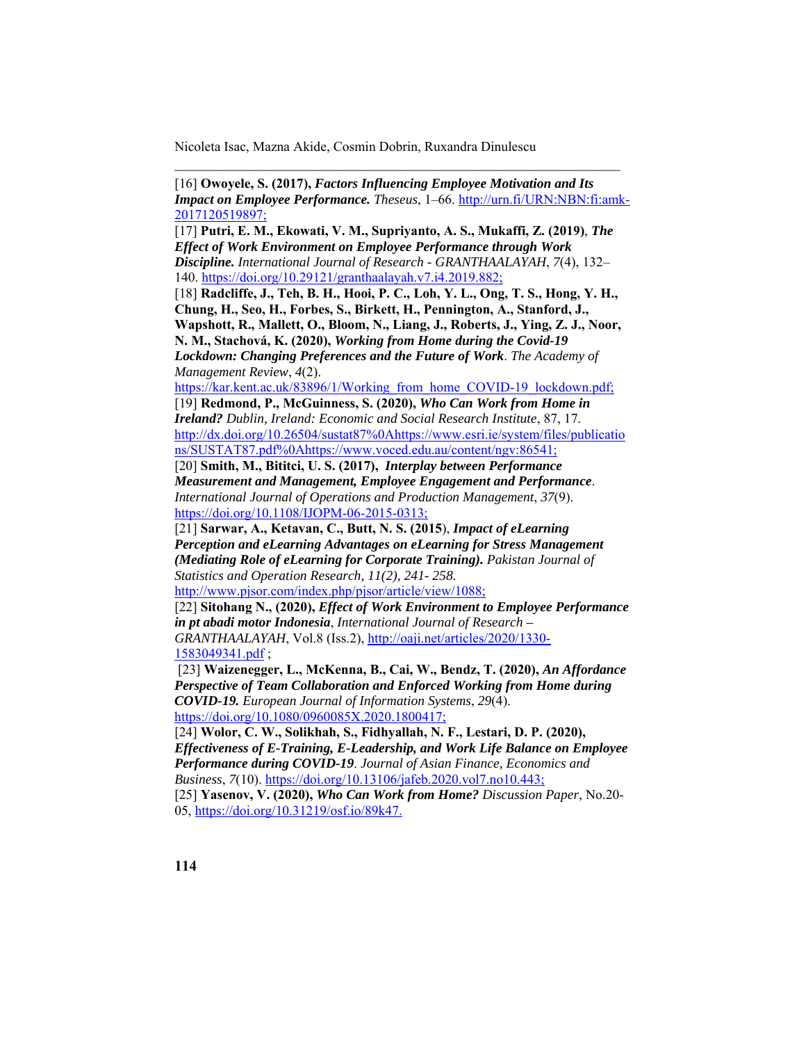[16] **Owoyele, S. (2017), *Factors Influencing Employee Motivation and Its Impact on Employee Performance.*** *Theseus*, 1–66. http://urn.fi/URN:NBN:fi:amk-2017120519897;

[17] **Putri, E. M., Ekowati, V. M., Supriyanto, A. S., Mukaffi, Z. (2019)**, ***The Effect of Work Environment on Employee Performance through Work Discipline.*** *International Journal of Research - GRANTHAALAYAH*, *7*(4), 132–140. https://doi.org/10.29121/granthaalayah.v7.i4.2019.882;

[18] **Radcliffe, J., Teh, B. H., Hooi, P. C., Loh, Y. L., Ong, T. S., Hong, Y. H., Chung, H., Seo, H., Forbes, S., Birkett, H., Pennington, A., Stanford, J., Wapshott, R., Mallett, O., Bloom, N., Liang, J., Roberts, J., Ying, Z. J., Noor, N. M., Stachová, K. (2020), *Working from Home during the Covid-19 Lockdown: Changing Preferences and the Future of Work***. *The Academy of Management Review*, *4*(2). https://kar.kent.ac.uk/83896/1/Working_from_home_COVID-19_lockdown.pdf;

[19] **Redmond, P., McGuinness, S. (2020), *Who Can Work from Home in Ireland?*** *Dublin, Ireland: Economic and Social Research Institute*, 87, 17. http://dx.doi.org/10.26504/sustat87%0Ahttps://www.esri.ie/system/files/publications/SUSTAT87.pdf%0Ahttps://www.voced.edu.au/content/ngv:86541;

[20] **Smith, M., Bititci, U. S. (2017), *Interplay between Performance Measurement and Management, Employee Engagement and Performance***. *International Journal of Operations and Production Management*, *37*(9). https://doi.org/10.1108/IJOPM-06-2015-0313;

[21] **Sarwar, A., Ketavan, C., Butt, N. S. (2015**), ***Impact of eLearning Perception and eLearning Advantages on eLearning for Stress Management (Mediating Role of eLearning for Corporate Training).*** *Pakistan Journal of Statistics and Operation Research, 11(2), 241- 258.* http://www.pjsor.com/index.php/pjsor/article/view/1088;

[22] **Sitohang N., (2020), *Effect of Work Environment to Employee Performance in pt abadi motor Indonesia***, *International Journal of Research – GRANTHAALAYAH*, Vol.8 (Iss.2), http://oaji.net/articles/2020/1330-1583049341.pdf ;

[23] **Waizenegger, L., McKenna, B., Cai, W., Bendz, T. (2020), *An Affordance Perspective of Team Collaboration and Enforced Working from Home during COVID-19.*** *European Journal of Information Systems*, *29*(4). https://doi.org/10.1080/0960085X.2020.1800417;

[24] **Wolor, C. W., Solikhah, S., Fidhyallah, N. F., Lestari, D. P. (2020), *Effectiveness of E-Training, E-Leadership, and Work Life Balance on Employee Performance during COVID-19***. *Journal of Asian Finance, Economics and Business*, *7*(10). https://doi.org/10.13106/jafeb.2020.vol7.no10.443;

[25] **Yasenov, V. (2020), *Who Can Work from Home?*** *Discussion Paper*, No.20-05, https://doi.org/10.31219/osf.io/89k47.